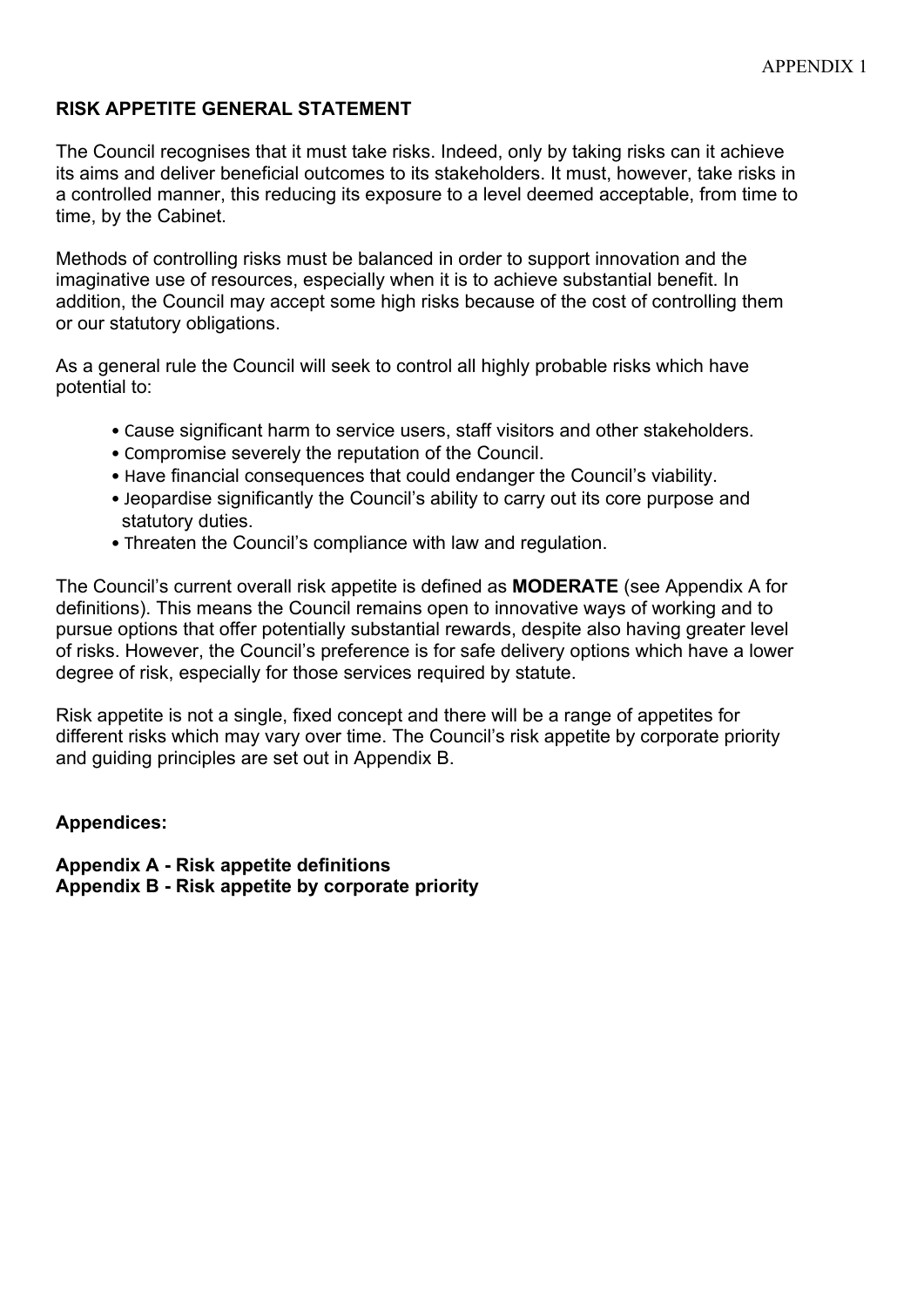APPENDIX 1

## RISK APPETITE GENERAL STATEMENT

The Council recognises that it must take risks. Indeed, only by taking risks can it achieve its aims and deliver beneficial outcomes to its stakeholders. It must, however, take risks in a controlled manner, this reducing its exposure to a level deemed acceptable, from time to time, by the Cabinet.

Methods of controlling risks must be balanced in order to support innovation and the imaginative use of resources, especially when it is to achieve substantial benefit. In addition, the Council may accept some high risks because of the cost of controlling them or our statutory obligations.

As a general rule the Council will seek to control all highly probable risks which have potential to:

- Cause significant harm to service users, staff visitors and other stakeholders.
- Compromise severely the reputation of the Council.
- Have financial consequences that could endanger the Council's viability.
- Jeopardise significantly the Council's ability to carry out its core purpose and statutory duties.
- Threaten the Council's compliance with law and regulation.

The Council's current overall risk appetite is defined as **MODERATE** (see Appendix A for definitions). This means the Council remains open to innovative ways of working and to pursue options that offer potentially substantial rewards, despite also having greater level of risks. However, the Council's preference is for safe delivery options which have a lower degree of risk, especially for those services required by statute.

Risk appetite is not a single, fixed concept and there will be a range of appetites for different risks which may vary over time. The Council's risk appetite by corporate priority and guiding principles are set out in Appendix B.

**Appendices:**

**Appendix A - Risk appetite definitions**
**Appendix B - Risk appetite by corporate priority**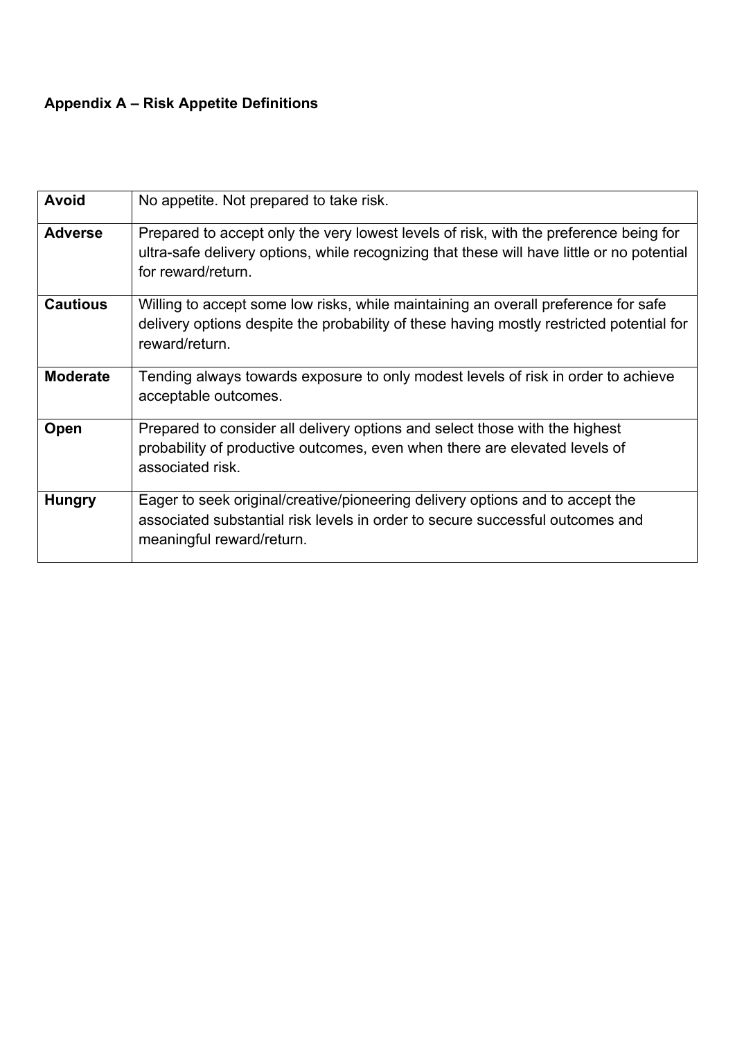**Appendix A – Risk Appetite Definitions**

| | |
|---|---|
| **Avoid** | No appetite. Not prepared to take risk. |
| **Adverse** | Prepared to accept only the very lowest levels of risk, with the preference being for ultra-safe delivery options, while recognizing that these will have little or no potential for reward/return. |
| **Cautious** | Willing to accept some low risks, while maintaining an overall preference for safe delivery options despite the probability of these having mostly restricted potential for reward/return. |
| **Moderate** | Tending always towards exposure to only modest levels of risk in order to achieve acceptable outcomes. |
| **Open** | Prepared to consider all delivery options and select those with the highest probability of productive outcomes, even when there are elevated levels of associated risk. |
| **Hungry** | Eager to seek original/creative/pioneering delivery options and to accept the associated substantial risk levels in order to secure successful outcomes and meaningful reward/return. |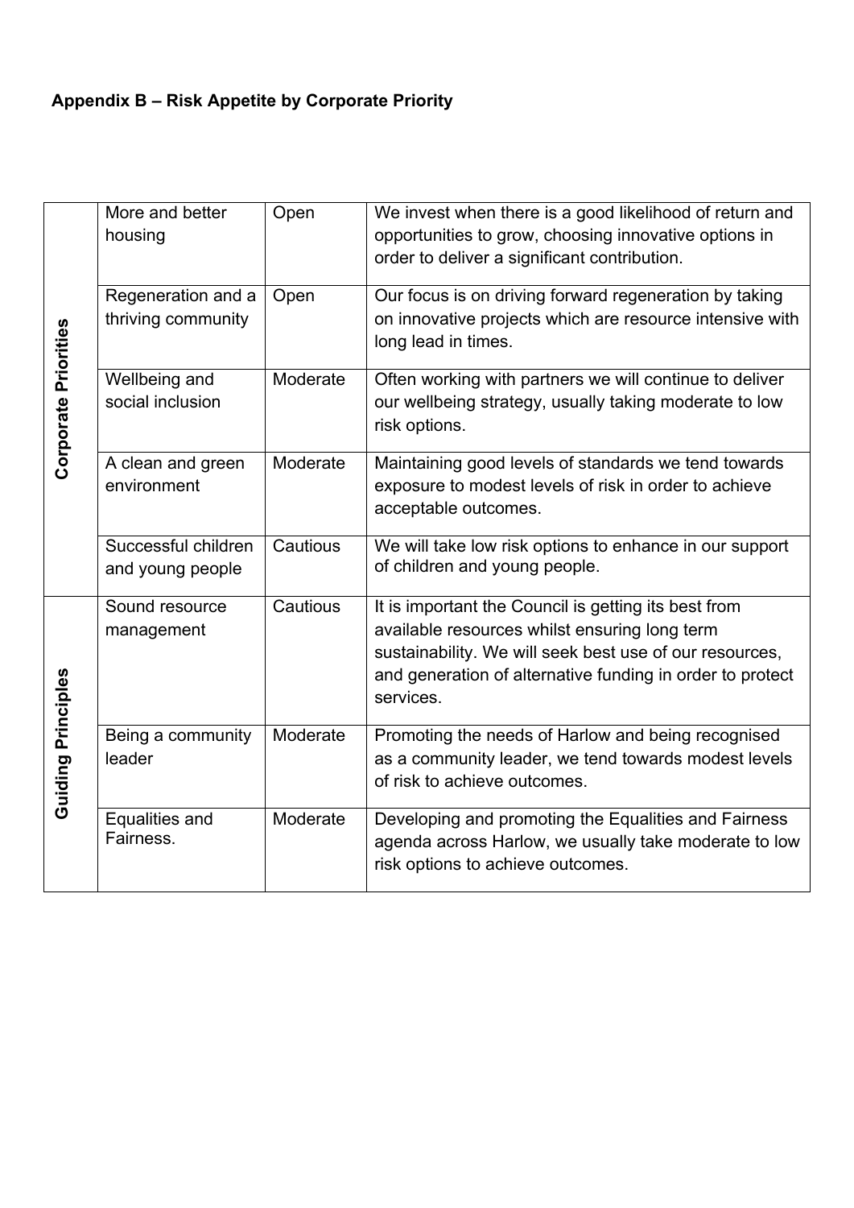**Appendix B – Risk Appetite by Corporate Priority**

| | | | |
|---|---|---|---|
| **Corporate Priorities** | More and better housing | Open | We invest when there is a good likelihood of return and opportunities to grow, choosing innovative options in order to deliver a significant contribution. |
| | Regeneration and a thriving community | Open | Our focus is on driving forward regeneration by taking on innovative projects which are resource intensive with long lead in times. |
| | Wellbeing and social inclusion | Moderate | Often working with partners we will continue to deliver our wellbeing strategy, usually taking moderate to low risk options. |
| | A clean and green environment | Moderate | Maintaining good levels of standards we tend towards exposure to modest levels of risk in order to achieve acceptable outcomes. |
| | Successful children and young people | Cautious | We will take low risk options to enhance in our support of children and young people. |
| **Guiding Principles** | Sound resource management | Cautious | It is important the Council is getting its best from available resources whilst ensuring long term sustainability. We will seek best use of our resources, and generation of alternative funding in order to protect services. |
| | Being a community leader | Moderate | Promoting the needs of Harlow and being recognised as a community leader, we tend towards modest levels of risk to achieve outcomes. |
| | Equalities and Fairness. | Moderate | Developing and promoting the Equalities and Fairness agenda across Harlow, we usually take moderate to low risk options to achieve outcomes. |